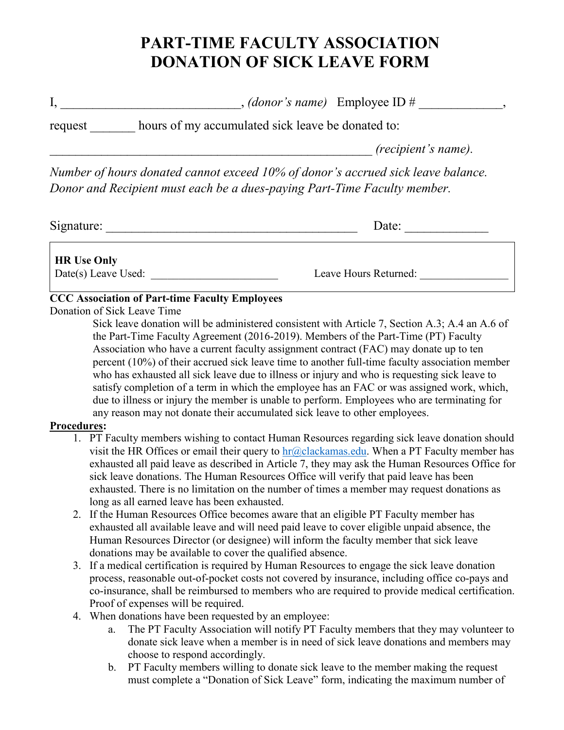# PART-TIME FACULTY ASSOCIATION DONATION OF SICK LEAVE FORM

I, ___________________________, *(donor's name)* Employee ID # _____________,

request _______ hours of my accumulated sick leave be donated to:

_______________________________________________ *(recipient's name)*.

*Number of hours donated cannot exceed 10% of donor's accrued sick leave balance. Donor and Recipient must each be a dues-paying Part-Time Faculty member.*

Signature: _______________________________________ Date: _____________

**HR Use Only**
Date(s) Leave Used: ______________________ Leave Hours Returned: _______________

**CCC Association of Part-time Faculty Employees**
Donation of Sick Leave Time

Sick leave donation will be administered consistent with Article 7, Section A.3; A.4 an A.6 of the Part-Time Faculty Agreement (2016-2019). Members of the Part-Time (PT) Faculty Association who have a current faculty assignment contract (FAC) may donate up to ten percent (10%) of their accrued sick leave time to another full-time faculty association member who has exhausted all sick leave due to illness or injury and who is requesting sick leave to satisfy completion of a term in which the employee has an FAC or was assigned work, which, due to illness or injury the member is unable to perform. Employees who are terminating for any reason may not donate their accumulated sick leave to other employees.

**Procedures:**

1. PT Faculty members wishing to contact Human Resources regarding sick leave donation should visit the HR Offices or email their query to hr@clackamas.edu. When a PT Faculty member has exhausted all paid leave as described in Article 7, they may ask the Human Resources Office for sick leave donations. The Human Resources Office will verify that paid leave has been exhausted. There is no limitation on the number of times a member may request donations as long as all earned leave has been exhausted.
2. If the Human Resources Office becomes aware that an eligible PT Faculty member has exhausted all available leave and will need paid leave to cover eligible unpaid absence, the Human Resources Director (or designee) will inform the faculty member that sick leave donations may be available to cover the qualified absence.
3. If a medical certification is required by Human Resources to engage the sick leave donation process, reasonable out-of-pocket costs not covered by insurance, including office co-pays and co-insurance, shall be reimbursed to members who are required to provide medical certification. Proof of expenses will be required.
4. When donations have been requested by an employee:
   a. The PT Faculty Association will notify PT Faculty members that they may volunteer to donate sick leave when a member is in need of sick leave donations and members may choose to respond accordingly.
   b. PT Faculty members willing to donate sick leave to the member making the request must complete a "Donation of Sick Leave" form, indicating the maximum number of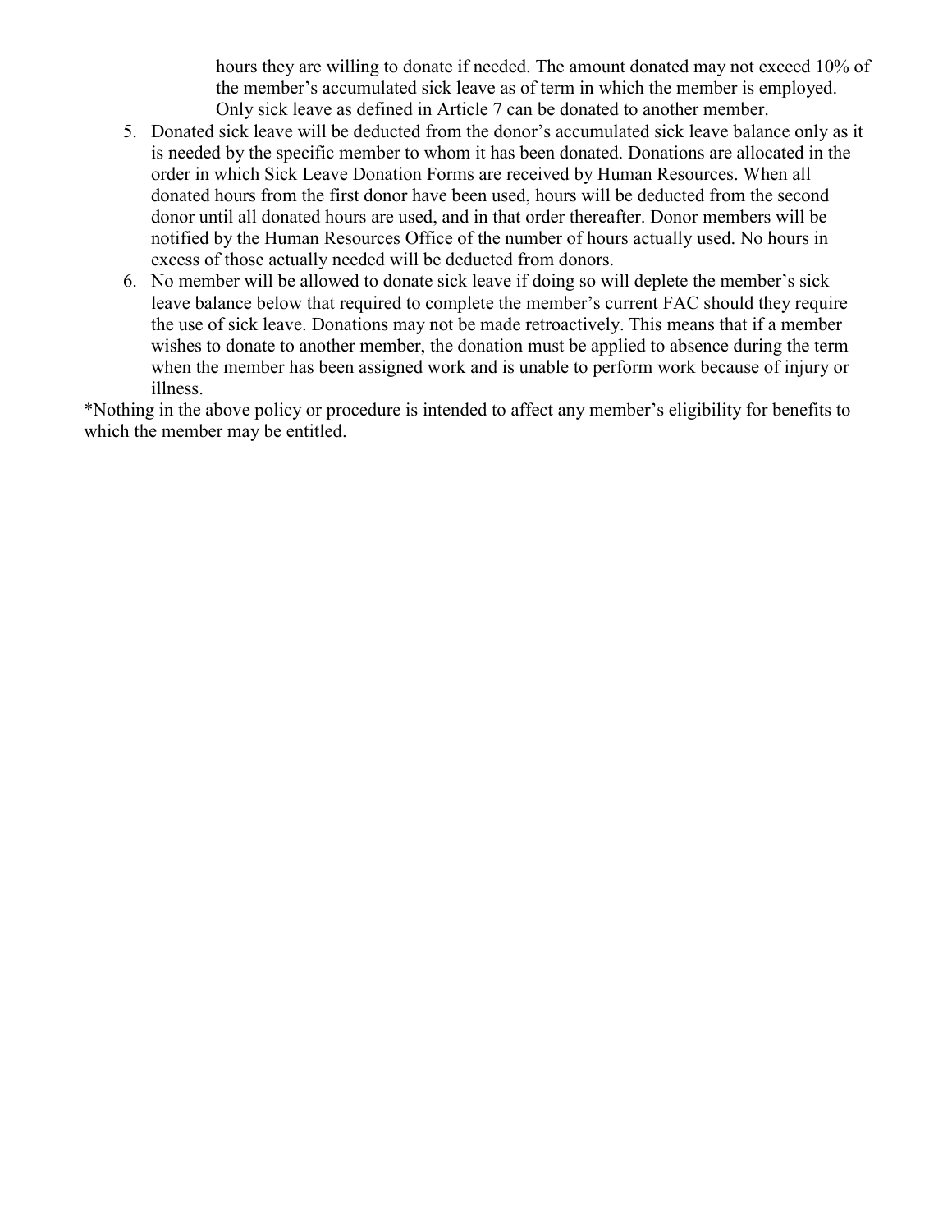hours they are willing to donate if needed. The amount donated may not exceed 10% of the member's accumulated sick leave as of term in which the member is employed. Only sick leave as defined in Article 7 can be donated to another member.

5. Donated sick leave will be deducted from the donor's accumulated sick leave balance only as it is needed by the specific member to whom it has been donated. Donations are allocated in the order in which Sick Leave Donation Forms are received by Human Resources. When all donated hours from the first donor have been used, hours will be deducted from the second donor until all donated hours are used, and in that order thereafter. Donor members will be notified by the Human Resources Office of the number of hours actually used. No hours in excess of those actually needed will be deducted from donors.
6. No member will be allowed to donate sick leave if doing so will deplete the member's sick leave balance below that required to complete the member's current FAC should they require the use of sick leave. Donations may not be made retroactively. This means that if a member wishes to donate to another member, the donation must be applied to absence during the term when the member has been assigned work and is unable to perform work because of injury or illness.

*Nothing in the above policy or procedure is intended to affect any member's eligibility for benefits to which the member may be entitled.